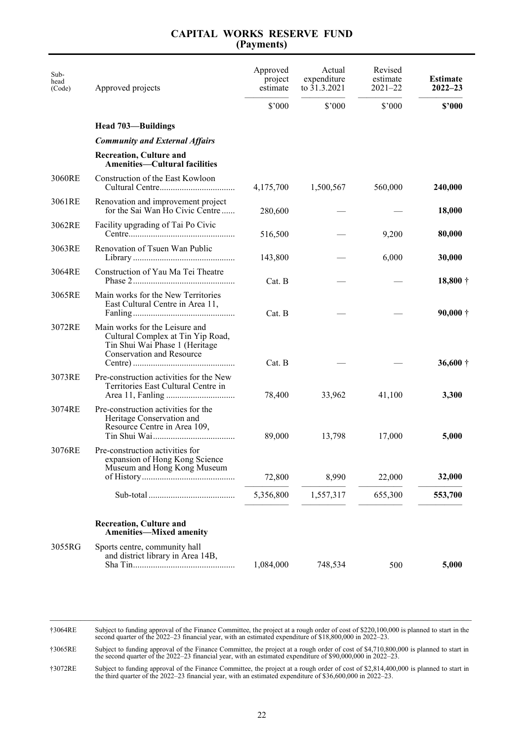# CAPITAL WORKS RESERVE FUND
## (Payments)

| Sub-head (Code) | Approved projects | Approved project estimate | Actual expenditure to 31.3.2021 | Revised estimate 2021–22 | **Estimate 2022–23** |
|---|---|---|---|---|---|
| | | $'000 | $'000 | $'000 | **$'000** |
| | **Head 703—Buildings** | | | | |
| | ***Community and External Affairs*** | | | | |
| | **Recreation, Culture and Amenities—Cultural facilities** | | | | |
| 3060RE | Construction of the East Kowloon Cultural Centre | 4,175,700 | 1,500,567 | 560,000 | **240,000** |
| 3061RE | Renovation and improvement project for the Sai Wan Ho Civic Centre | 280,600 | — | — | **18,000** |
| 3062RE | Facility upgrading of Tai Po Civic Centre | 516,500 | — | 9,200 | **80,000** |
| 3063RE | Renovation of Tsuen Wan Public Library | 143,800 | — | 6,000 | **30,000** |
| 3064RE | Construction of Yau Ma Tei Theatre Phase 2 | Cat. B | — | — | **18,800** † |
| 3065RE | Main works for the New Territories East Cultural Centre in Area 11, Fanling | Cat. B | — | — | **90,000** † |
| 3072RE | Main works for the Leisure and Cultural Complex at Tin Yip Road, Tin Shui Wai Phase 1 (Heritage Conservation and Resource Centre) | Cat. B | — | — | **36,600** † |
| 3073RE | Pre-construction activities for the New Territories East Cultural Centre in Area 11, Fanling | 78,400 | 33,962 | 41,100 | **3,300** |
| 3074RE | Pre-construction activities for the Heritage Conservation and Resource Centre in Area 109, Tin Shui Wai | 89,000 | 13,798 | 17,000 | **5,000** |
| 3076RE | Pre-construction activities for expansion of Hong Kong Science Museum and Hong Kong Museum of History | 72,800 | 8,990 | 22,000 | **32,000** |
| | Sub-total | 5,356,800 | 1,557,317 | 655,300 | **553,700** |
| | **Recreation, Culture and Amenities—Mixed amenity** | | | | |
| 3055RG | Sports centre, community hall and district library in Area 14B, Sha Tin | 1,084,000 | 748,534 | 500 | **5,000** |

†3064RE Subject to funding approval of the Finance Committee, the project at a rough order of cost of $220,100,000 is planned to start in the second quarter of the 2022–23 financial year, with an estimated expenditure of $18,800,000 in 2022–23.

†3065RE Subject to funding approval of the Finance Committee, the project at a rough order of cost of $4,710,800,000 is planned to start in the second quarter of the 2022–23 financial year, with an estimated expenditure of $90,000,000 in 2022–23.

†3072RE Subject to funding approval of the Finance Committee, the project at a rough order of cost of $2,814,400,000 is planned to start in the third quarter of the 2022–23 financial year, with an estimated expenditure of $36,600,000 in 2022–23.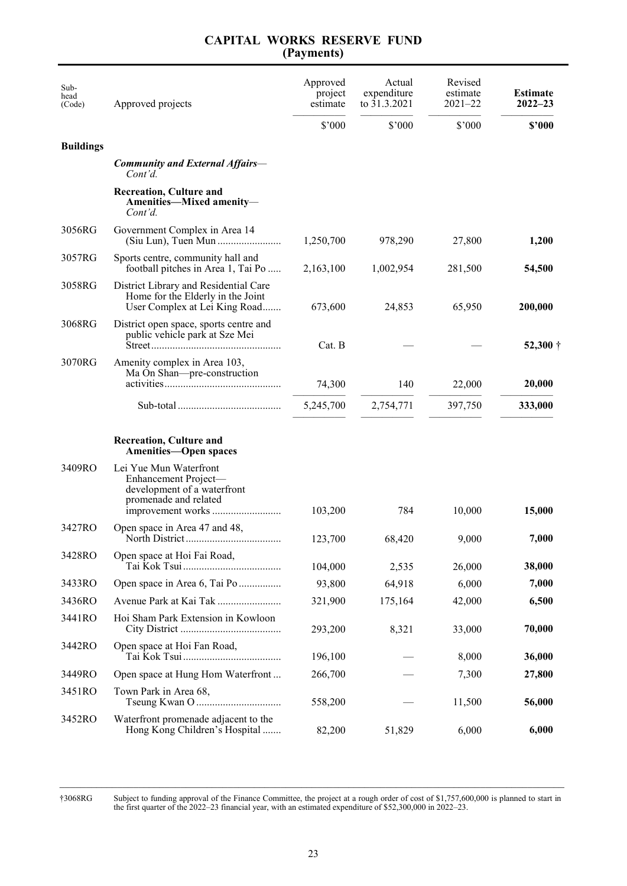# CAPITAL WORKS RESERVE FUND
## (Payments)

| Sub-head (Code) | Approved projects | Approved project estimate | Actual expenditure to 31.3.2021 | Revised estimate 2021–22 | **Estimate 2022–23** |
|---|---|---|---|---|---|
| | | $'000 | $'000 | $'000 | **$'000** |
| **Buildings** | | | | | |
| | ***Community and External Affairs***—*Cont'd.* | | | | |
| | **Recreation, Culture and Amenities—Mixed amenity**—*Cont'd.* | | | | |
| 3056RG | Government Complex in Area 14 (Siu Lun), Tuen Mun | 1,250,700 | 978,290 | 27,800 | **1,200** |
| 3057RG | Sports centre, community hall and football pitches in Area 1, Tai Po | 2,163,100 | 1,002,954 | 281,500 | **54,500** |
| 3058RG | District Library and Residential Care Home for the Elderly in the Joint User Complex at Lei King Road | 673,600 | 24,853 | 65,950 | **200,000** |
| 3068RG | District open space, sports centre and public vehicle park at Sze Mei Street | Cat. B | — | — | **52,300 †** |
| 3070RG | Amenity complex in Area 103, Ma On Shan—pre-construction activities | 74,300 | 140 | 22,000 | **20,000** |
| | Sub-total | 5,245,700 | 2,754,771 | 397,750 | **333,000** |
| | **Recreation, Culture and Amenities—Open spaces** | | | | |
| 3409RO | Lei Yue Mun Waterfront Enhancement Project—development of a waterfront promenade and related improvement works | 103,200 | 784 | 10,000 | **15,000** |
| 3427RO | Open space in Area 47 and 48, North District | 123,700 | 68,420 | 9,000 | **7,000** |
| 3428RO | Open space at Hoi Fai Road, Tai Kok Tsui | 104,000 | 2,535 | 26,000 | **38,000** |
| 3433RO | Open space in Area 6, Tai Po | 93,800 | 64,918 | 6,000 | **7,000** |
| 3436RO | Avenue Park at Kai Tak | 321,900 | 175,164 | 42,000 | **6,500** |
| 3441RO | Hoi Sham Park Extension in Kowloon City District | 293,200 | 8,321 | 33,000 | **70,000** |
| 3442RO | Open space at Hoi Fan Road, Tai Kok Tsui | 196,100 | — | 8,000 | **36,000** |
| 3449RO | Open space at Hung Hom Waterfront | 266,700 | — | 7,300 | **27,800** |
| 3451RO | Town Park in Area 68, Tseung Kwan O | 558,200 | — | 11,500 | **56,000** |
| 3452RO | Waterfront promenade adjacent to the Hong Kong Children's Hospital | 82,200 | 51,829 | 6,000 | **6,000** |

†3068RG Subject to funding approval of the Finance Committee, the project at a rough order of cost of $1,757,600,000 is planned to start in the first quarter of the 2022–23 financial year, with an estimated expenditure of $52,300,000 in 2022–23.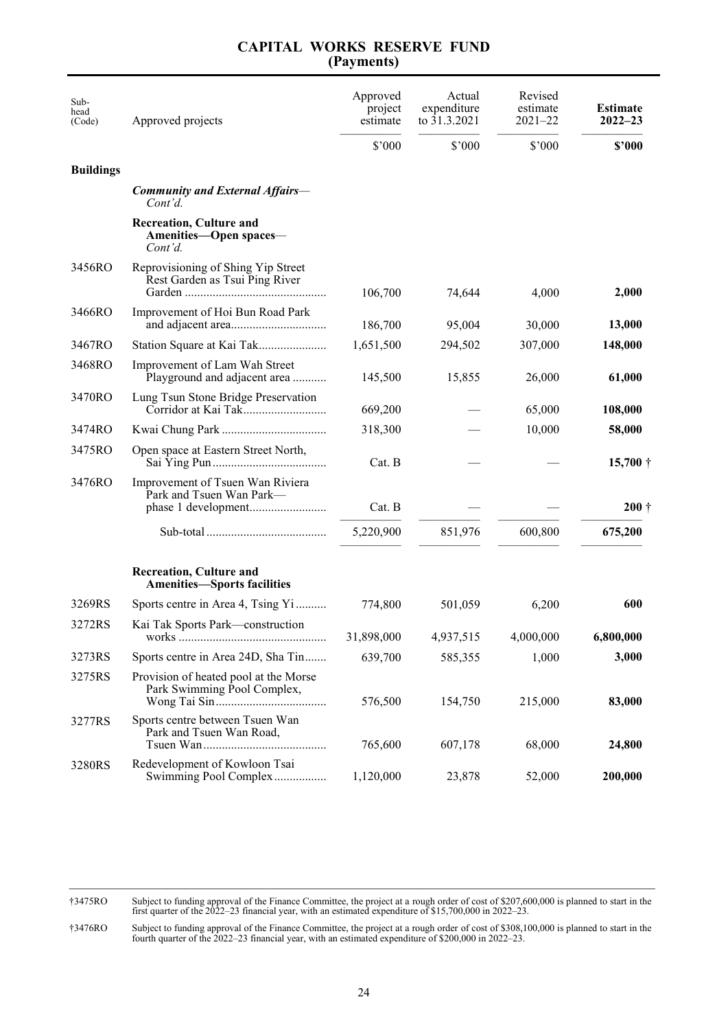# CAPITAL WORKS RESERVE FUND
## (Payments)

| Sub-head (Code) | Approved projects | Approved project estimate | Actual expenditure to 31.3.2021 | Revised estimate 2021–22 | **Estimate 2022–23** |
|---|---|---|---|---|---|
| | | $'000 | $'000 | $'000 | **$'000** |
| **Buildings** | | | | | |
| | ***Community and External Affairs***—*Cont'd.* | | | | |
| | **Recreation, Culture and Amenities—Open spaces**—*Cont'd.* | | | | |
| 3456RO | Reprovisioning of Shing Yip Street Rest Garden as Tsui Ping River Garden | 106,700 | 74,644 | 4,000 | **2,000** |
| 3466RO | Improvement of Hoi Bun Road Park and adjacent area | 186,700 | 95,004 | 30,000 | **13,000** |
| 3467RO | Station Square at Kai Tak | 1,651,500 | 294,502 | 307,000 | **148,000** |
| 3468RO | Improvement of Lam Wah Street Playground and adjacent area | 145,500 | 15,855 | 26,000 | **61,000** |
| 3470RO | Lung Tsun Stone Bridge Preservation Corridor at Kai Tak | 669,200 | — | 65,000 | **108,000** |
| 3474RO | Kwai Chung Park | 318,300 | — | 10,000 | **58,000** |
| 3475RO | Open space at Eastern Street North, Sai Ying Pun | Cat. B | — | — | **15,700** † |
| 3476RO | Improvement of Tsuen Wan Riviera Park and Tsuen Wan Park—phase 1 development | Cat. B | — | — | **200** † |
| | Sub-total | 5,220,900 | 851,976 | 600,800 | **675,200** |
| | **Recreation, Culture and Amenities—Sports facilities** | | | | |
| 3269RS | Sports centre in Area 4, Tsing Yi | 774,800 | 501,059 | 6,200 | **600** |
| 3272RS | Kai Tak Sports Park—construction works | 31,898,000 | 4,937,515 | 4,000,000 | **6,800,000** |
| 3273RS | Sports centre in Area 24D, Sha Tin | 639,700 | 585,355 | 1,000 | **3,000** |
| 3275RS | Provision of heated pool at the Morse Park Swimming Pool Complex, Wong Tai Sin | 576,500 | 154,750 | 215,000 | **83,000** |
| 3277RS | Sports centre between Tsuen Wan Park and Tsuen Wan Road, Tsuen Wan | 765,600 | 607,178 | 68,000 | **24,800** |
| 3280RS | Redevelopment of Kowloon Tsai Swimming Pool Complex | 1,120,000 | 23,878 | 52,000 | **200,000** |

†3475RO Subject to funding approval of the Finance Committee, the project at a rough order of cost of $207,600,000 is planned to start in the first quarter of the 2022–23 financial year, with an estimated expenditure of $15,700,000 in 2022–23.

†3476RO Subject to funding approval of the Finance Committee, the project at a rough order of cost of $308,100,000 is planned to start in the fourth quarter of the 2022–23 financial year, with an estimated expenditure of $200,000 in 2022–23.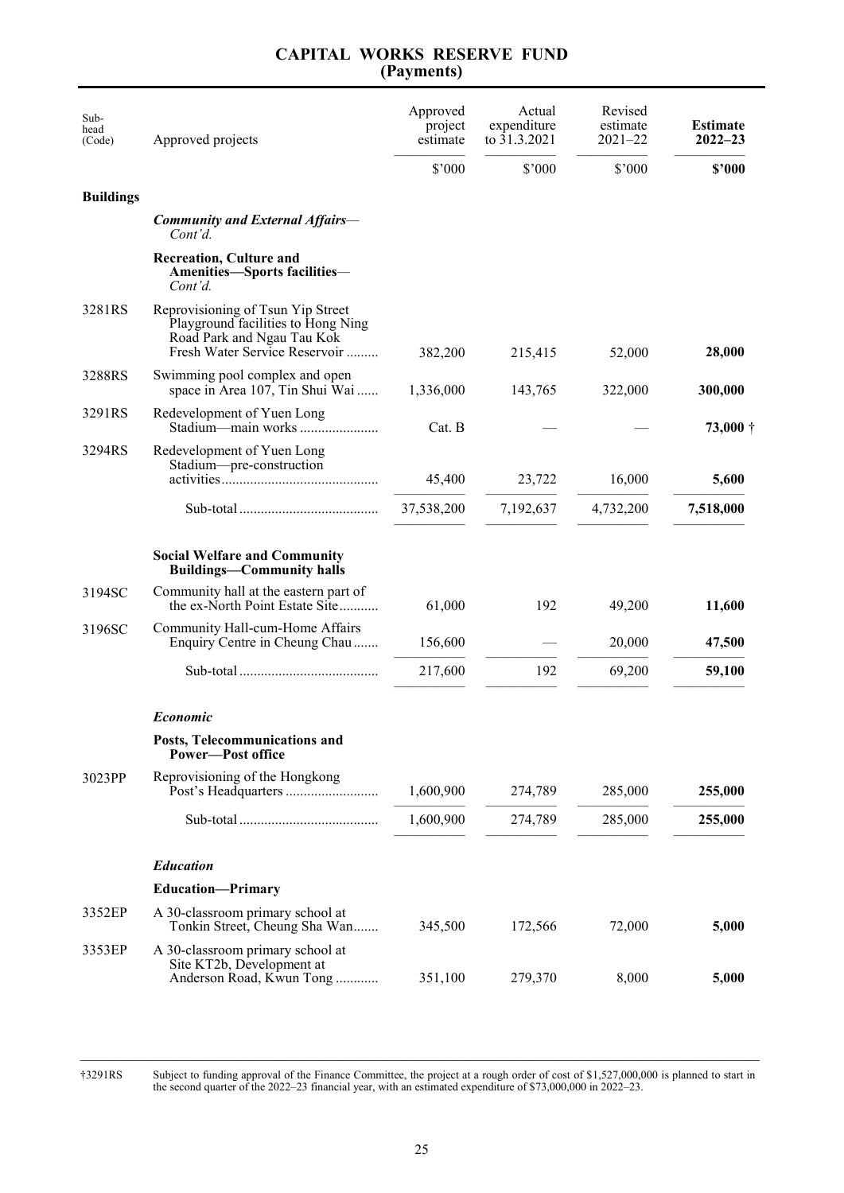# CAPITAL WORKS RESERVE FUND (Payments)

| Sub-head (Code) | Approved projects | Approved project estimate | Actual expenditure to 31.3.2021 | Revised estimate 2021–22 | **Estimate 2022–23** |
|---|---|---|---|---|---|
| | | $'000 | $'000 | $'000 | **$'000** |
| **Buildings** | | | | | |
| | ***Community and External Affairs***—*Cont'd.* | | | | |
| | **Recreation, Culture and Amenities—Sports facilities**—*Cont'd.* | | | | |
| 3281RS | Reprovisioning of Tsun Yip Street Playground facilities to Hong Ning Road Park and Ngau Tau Kok Fresh Water Service Reservoir ......... | 382,200 | 215,415 | 52,000 | **28,000** |
| 3288RS | Swimming pool complex and open space in Area 107, Tin Shui Wai ...... | 1,336,000 | 143,765 | 322,000 | **300,000** |
| 3291RS | Redevelopment of Yuen Long Stadium—main works ...................... | Cat. B | — | — | **73,000** † |
| 3294RS | Redevelopment of Yuen Long Stadium—pre-construction activities........................................... | 45,400 | 23,722 | 16,000 | **5,600** |
| | Sub-total ....................................... | 37,538,200 | 7,192,637 | 4,732,200 | **7,518,000** |
| | **Social Welfare and Community Buildings—Community halls** | | | | |
| 3194SC | Community hall at the eastern part of the ex-North Point Estate Site........... | 61,000 | 192 | 49,200 | **11,600** |
| 3196SC | Community Hall-cum-Home Affairs Enquiry Centre in Cheung Chau ....... | 156,600 | — | 20,000 | **47,500** |
| | Sub-total ....................................... | 217,600 | 192 | 69,200 | **59,100** |
| | ***Economic*** | | | | |
| | **Posts, Telecommunications and Power—Post office** | | | | |
| 3023PP | Reprovisioning of the Hongkong Post's Headquarters .......................... | 1,600,900 | 274,789 | 285,000 | **255,000** |
| | Sub-total ....................................... | 1,600,900 | 274,789 | 285,000 | **255,000** |
| | ***Education*** | | | | |
| | **Education—Primary** | | | | |
| 3352EP | A 30-classroom primary school at Tonkin Street, Cheung Sha Wan....... | 345,500 | 172,566 | 72,000 | **5,000** |
| 3353EP | A 30-classroom primary school at Site KT2b, Development at Anderson Road, Kwun Tong ............ | 351,100 | 279,370 | 8,000 | **5,000** |

†3291RS Subject to funding approval of the Finance Committee, the project at a rough order of cost of $1,527,000,000 is planned to start in the second quarter of the 2022–23 financial year, with an estimated expenditure of $73,000,000 in 2022–23.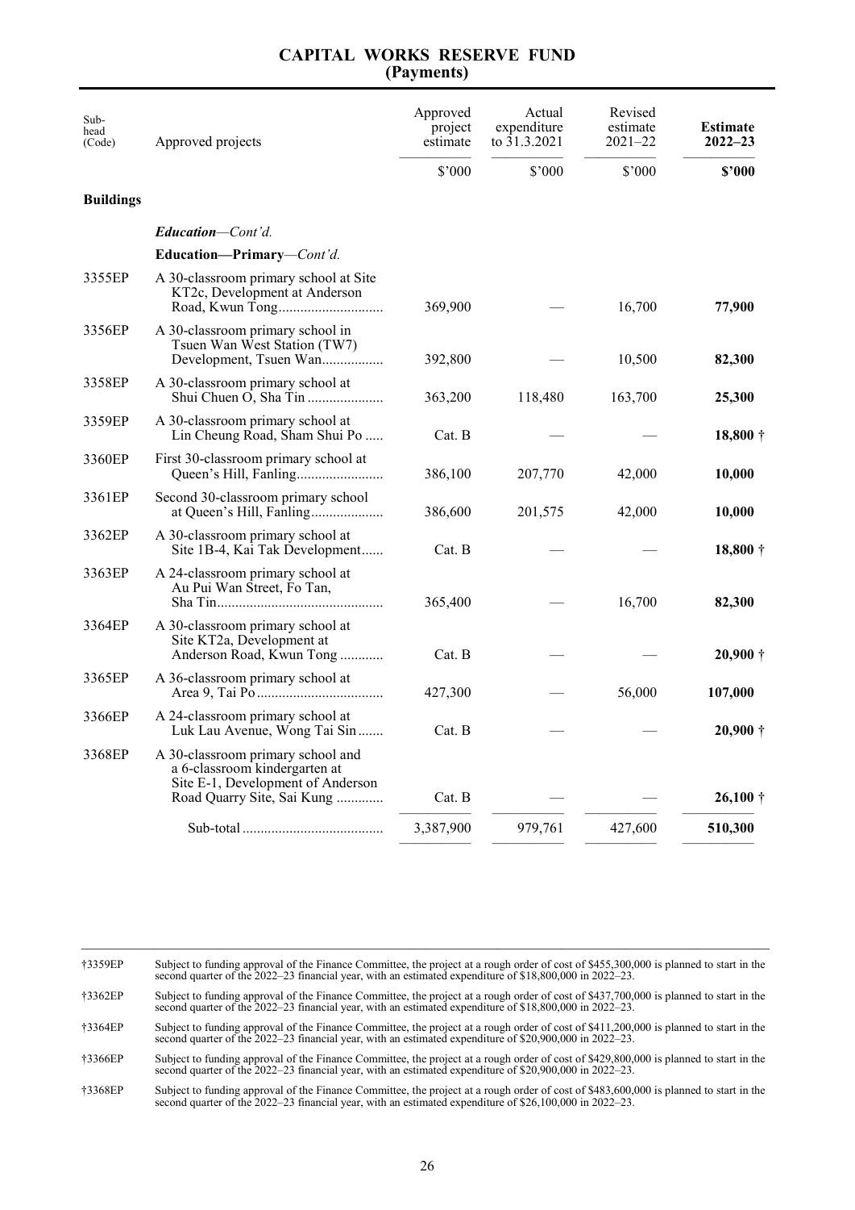# CAPITAL WORKS RESERVE FUND
## (Payments)

| Sub-head (Code) | Approved projects | Approved project estimate | Actual expenditure to 31.3.2021 | Revised estimate 2021–22 | **Estimate 2022–23** |
|---|---|---|---|---|---|
| | | $'000 | $'000 | $'000 | **$'000** |
| **Buildings** | | | | | |
| | ***Education****—Cont'd.* | | | | |
| | **Education—Primary***—Cont'd.* | | | | |
| 3355EP | A 30-classroom primary school at Site KT2c, Development at Anderson Road, Kwun Tong | 369,900 | — | 16,700 | **77,900** |
| 3356EP | A 30-classroom primary school in Tsuen Wan West Station (TW7) Development, Tsuen Wan | 392,800 | — | 10,500 | **82,300** |
| 3358EP | A 30-classroom primary school at Shui Chuen O, Sha Tin | 363,200 | 118,480 | 163,700 | **25,300** |
| 3359EP | A 30-classroom primary school at Lin Cheung Road, Sham Shui Po | Cat. B | — | — | **18,800 †** |
| 3360EP | First 30-classroom primary school at Queen's Hill, Fanling | 386,100 | 207,770 | 42,000 | **10,000** |
| 3361EP | Second 30-classroom primary school at Queen's Hill, Fanling | 386,600 | 201,575 | 42,000 | **10,000** |
| 3362EP | A 30-classroom primary school at Site 1B-4, Kai Tak Development | Cat. B | — | — | **18,800 †** |
| 3363EP | A 24-classroom primary school at Au Pui Wan Street, Fo Tan, Sha Tin | 365,400 | — | 16,700 | **82,300** |
| 3364EP | A 30-classroom primary school at Site KT2a, Development at Anderson Road, Kwun Tong | Cat. B | — | — | **20,900 †** |
| 3365EP | A 36-classroom primary school at Area 9, Tai Po | 427,300 | — | 56,000 | **107,000** |
| 3366EP | A 24-classroom primary school at Luk Lau Avenue, Wong Tai Sin | Cat. B | — | — | **20,900 †** |
| 3368EP | A 30-classroom primary school and a 6-classroom kindergarten at Site E-1, Development of Anderson Road Quarry Site, Sai Kung | Cat. B | — | — | **26,100 †** |
| | Sub-total | 3,387,900 | 979,761 | 427,600 | **510,300** |

†3359EP Subject to funding approval of the Finance Committee, the project at a rough order of cost of $455,300,000 is planned to start in the second quarter of the 2022–23 financial year, with an estimated expenditure of $18,800,000 in 2022–23.

†3362EP Subject to funding approval of the Finance Committee, the project at a rough order of cost of $437,700,000 is planned to start in the second quarter of the 2022–23 financial year, with an estimated expenditure of $18,800,000 in 2022–23.

†3364EP Subject to funding approval of the Finance Committee, the project at a rough order of cost of $411,200,000 is planned to start in the second quarter of the 2022–23 financial year, with an estimated expenditure of $20,900,000 in 2022–23.

†3366EP Subject to funding approval of the Finance Committee, the project at a rough order of cost of $429,800,000 is planned to start in the second quarter of the 2022–23 financial year, with an estimated expenditure of $20,900,000 in 2022–23.

†3368EP Subject to funding approval of the Finance Committee, the project at a rough order of cost of $483,600,000 is planned to start in the second quarter of the 2022–23 financial year, with an estimated expenditure of $26,100,000 in 2022–23.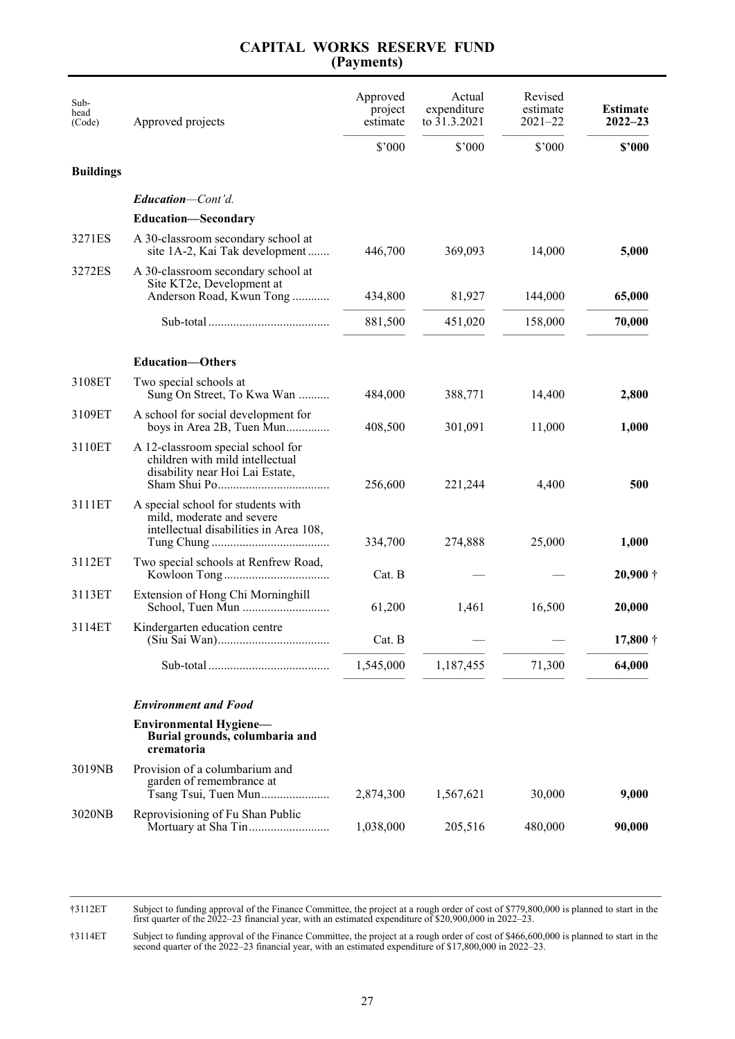# CAPITAL WORKS RESERVE FUND
## (Payments)

| Sub-head (Code) | Approved projects | Approved project estimate | Actual expenditure to 31.3.2021 | Revised estimate 2021–22 | **Estimate 2022–23** |
|---|---|---|---|---|---|
| | | $'000 | $'000 | $'000 | **$'000** |
| **Buildings** | | | | | |
| | ***Education****—Cont'd.* | | | | |
| | **Education—Secondary** | | | | |
| 3271ES | A 30-classroom secondary school at site 1A-2, Kai Tak development | 446,700 | 369,093 | 14,000 | **5,000** |
| 3272ES | A 30-classroom secondary school at Site KT2e, Development at Anderson Road, Kwun Tong | 434,800 | 81,927 | 144,000 | **65,000** |
| | Sub-total | 881,500 | 451,020 | 158,000 | **70,000** |
| | **Education—Others** | | | | |
| 3108ET | Two special schools at Sung On Street, To Kwa Wan | 484,000 | 388,771 | 14,400 | **2,800** |
| 3109ET | A school for social development for boys in Area 2B, Tuen Mun | 408,500 | 301,091 | 11,000 | **1,000** |
| 3110ET | A 12-classroom special school for children with mild intellectual disability near Hoi Lai Estate, Sham Shui Po | 256,600 | 221,244 | 4,400 | **500** |
| 3111ET | A special school for students with mild, moderate and severe intellectual disabilities in Area 108, Tung Chung | 334,700 | 274,888 | 25,000 | **1,000** |
| 3112ET | Two special schools at Renfrew Road, Kowloon Tong | Cat. B | — | — | **20,900** † |
| 3113ET | Extension of Hong Chi Morninghill School, Tuen Mun | 61,200 | 1,461 | 16,500 | **20,000** |
| 3114ET | Kindergarten education centre (Siu Sai Wan) | Cat. B | — | — | **17,800** † |
| | Sub-total | 1,545,000 | 1,187,455 | 71,300 | **64,000** |
| | ***Environment and Food*** | | | | |
| | **Environmental Hygiene—Burial grounds, columbaria and crematoria** | | | | |
| 3019NB | Provision of a columbarium and garden of remembrance at Tsang Tsui, Tuen Mun | 2,874,300 | 1,567,621 | 30,000 | **9,000** |
| 3020NB | Reprovisioning of Fu Shan Public Mortuary at Sha Tin | 1,038,000 | 205,516 | 480,000 | **90,000** |

†3112ET Subject to funding approval of the Finance Committee, the project at a rough order of cost of $779,800,000 is planned to start in the first quarter of the 2022–23 financial year, with an estimated expenditure of $20,900,000 in 2022–23.

†3114ET Subject to funding approval of the Finance Committee, the project at a rough order of cost of $466,600,000 is planned to start in the second quarter of the 2022–23 financial year, with an estimated expenditure of $17,800,000 in 2022–23.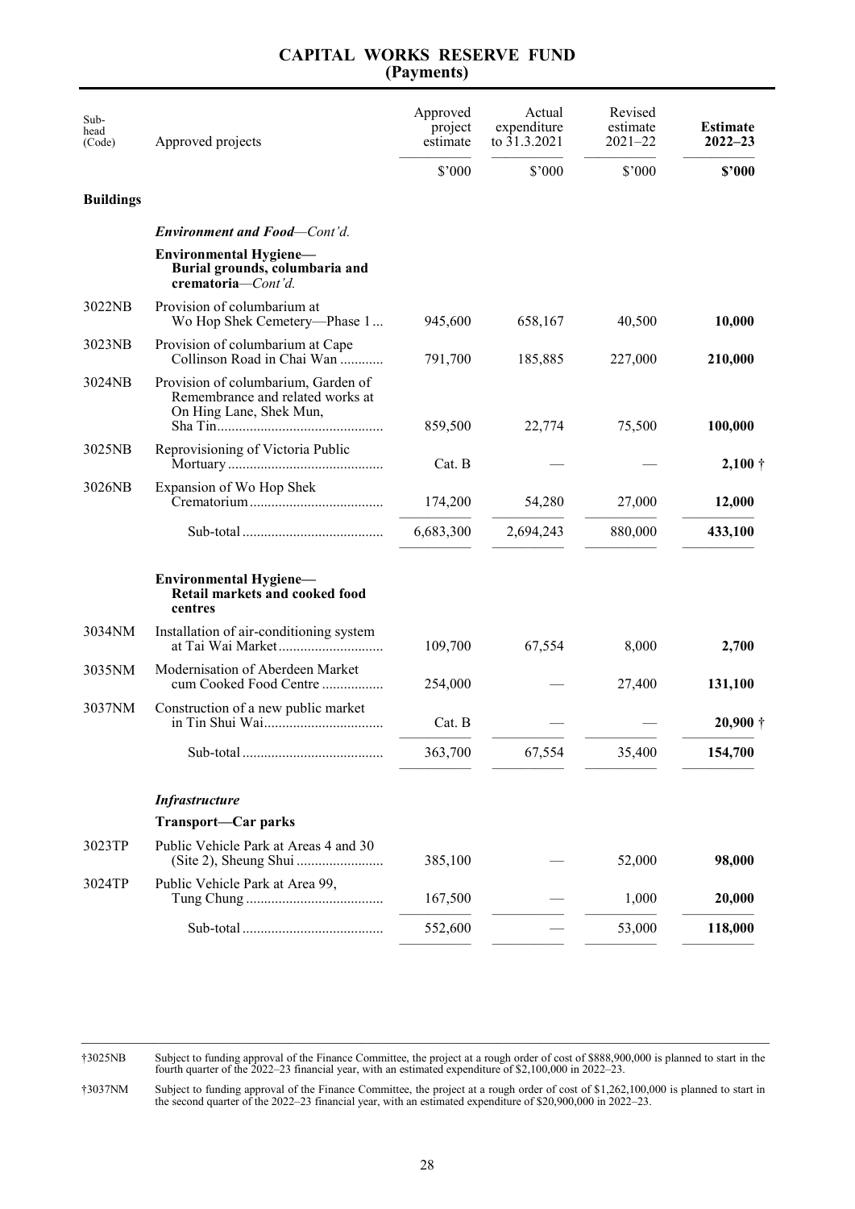# CAPITAL WORKS RESERVE FUND
## (Payments)

| Sub-head (Code) | Approved projects | Approved project estimate | Actual expenditure to 31.3.2021 | Revised estimate 2021–22 | **Estimate 2022–23** |
|---|---|---|---|---|---|
| | | $'000 | $'000 | $'000 | **$'000** |
| **Buildings** | | | | | |
| | ***Environment and Food**—Cont'd.* | | | | |
| | **Environmental Hygiene—Burial grounds, columbaria and crematoria**—*Cont'd.* | | | | |
| 3022NB | Provision of columbarium at Wo Hop Shek Cemetery—Phase 1 | 945,600 | 658,167 | 40,500 | **10,000** |
| 3023NB | Provision of columbarium at Cape Collinson Road in Chai Wan | 791,700 | 185,885 | 227,000 | **210,000** |
| 3024NB | Provision of columbarium, Garden of Remembrance and related works at On Hing Lane, Shek Mun, Sha Tin | 859,500 | 22,774 | 75,500 | **100,000** |
| 3025NB | Reprovisioning of Victoria Public Mortuary | Cat. B | — | — | **2,100** † |
| 3026NB | Expansion of Wo Hop Shek Crematorium | 174,200 | 54,280 | 27,000 | **12,000** |
| | Sub-total | 6,683,300 | 2,694,243 | 880,000 | **433,100** |
| | **Environmental Hygiene—Retail markets and cooked food centres** | | | | |
| 3034NM | Installation of air-conditioning system at Tai Wai Market | 109,700 | 67,554 | 8,000 | **2,700** |
| 3035NM | Modernisation of Aberdeen Market cum Cooked Food Centre | 254,000 | — | 27,400 | **131,100** |
| 3037NM | Construction of a new public market in Tin Shui Wai | Cat. B | — | — | **20,900** † |
| | Sub-total | 363,700 | 67,554 | 35,400 | **154,700** |
| | ***Infrastructure*** | | | | |
| | **Transport—Car parks** | | | | |
| 3023TP | Public Vehicle Park at Areas 4 and 30 (Site 2), Sheung Shui | 385,100 | — | 52,000 | **98,000** |
| 3024TP | Public Vehicle Park at Area 99, Tung Chung | 167,500 | — | 1,000 | **20,000** |
| | Sub-total | 552,600 | — | 53,000 | **118,000** |

†3025NB Subject to funding approval of the Finance Committee, the project at a rough order of cost of $888,900,000 is planned to start in the fourth quarter of the 2022–23 financial year, with an estimated expenditure of $2,100,000 in 2022–23.

†3037NM Subject to funding approval of the Finance Committee, the project at a rough order of cost of $1,262,100,000 is planned to start in the second quarter of the 2022–23 financial year, with an estimated expenditure of $20,900,000 in 2022–23.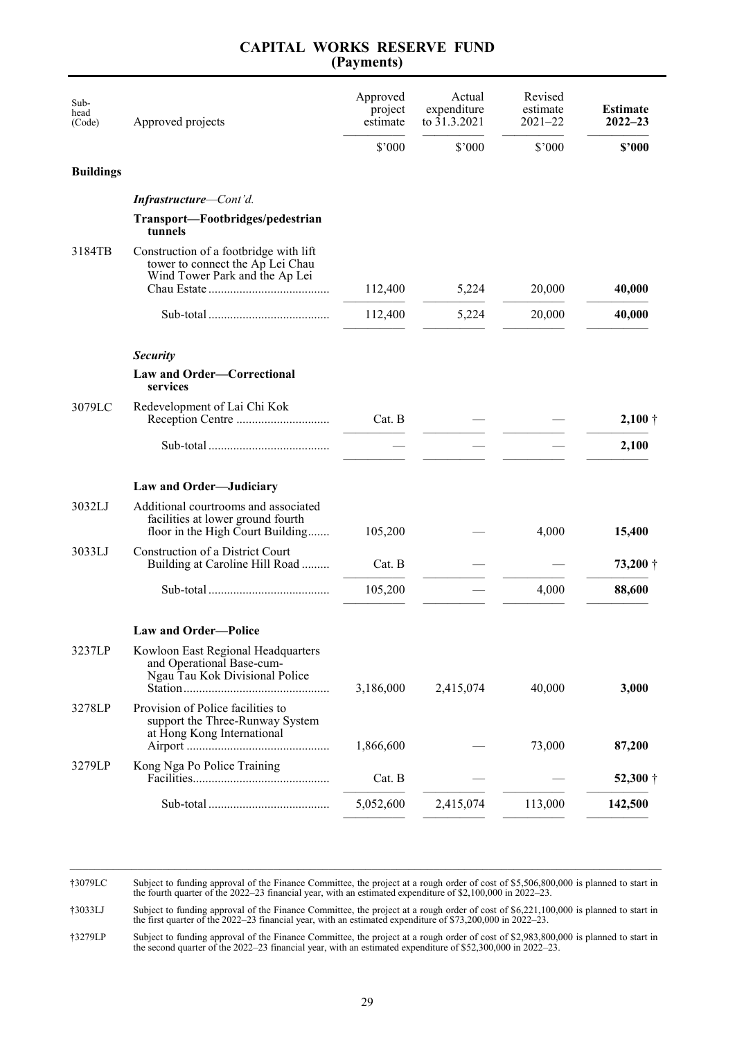# CAPITAL WORKS RESERVE FUND
## (Payments)

| Sub-head (Code) | Approved projects | Approved project estimate | Actual expenditure to 31.3.2021 | Revised estimate 2021–22 | **Estimate 2022–23** |
|---|---|---|---|---|---|
| | | $'000 | $'000 | $'000 | **$'000** |
| **Buildings** | | | | | |
| | ***Infrastructure**—Cont'd.* | | | | |
| | **Transport—Footbridges/pedestrian tunnels** | | | | |
| 3184TB | Construction of a footbridge with lift tower to connect the Ap Lei Chau Wind Tower Park and the Ap Lei Chau Estate | 112,400 | 5,224 | 20,000 | **40,000** |
| | Sub-total | 112,400 | 5,224 | 20,000 | **40,000** |
| | ***Security*** | | | | |
| | **Law and Order—Correctional services** | | | | |
| 3079LC | Redevelopment of Lai Chi Kok Reception Centre | Cat. B | — | — | **2,100** † |
| | Sub-total | — | — | — | **2,100** |
| | **Law and Order—Judiciary** | | | | |
| 3032LJ | Additional courtrooms and associated facilities at lower ground fourth floor in the High Court Building | 105,200 | — | 4,000 | **15,400** |
| 3033LJ | Construction of a District Court Building at Caroline Hill Road | Cat. B | — | — | **73,200** † |
| | Sub-total | 105,200 | — | 4,000 | **88,600** |
| | **Law and Order—Police** | | | | |
| 3237LP | Kowloon East Regional Headquarters and Operational Base-cum-Ngau Tau Kok Divisional Police Station | 3,186,000 | 2,415,074 | 40,000 | **3,000** |
| 3278LP | Provision of Police facilities to support the Three-Runway System at Hong Kong International Airport | 1,866,600 | — | 73,000 | **87,200** |
| 3279LP | Kong Nga Po Police Training Facilities | Cat. B | — | — | **52,300** † |
| | Sub-total | 5,052,600 | 2,415,074 | 113,000 | **142,500** |

†3079LC Subject to funding approval of the Finance Committee, the project at a rough order of cost of $5,506,800,000 is planned to start in the fourth quarter of the 2022–23 financial year, with an estimated expenditure of $2,100,000 in 2022–23.

†3033LJ Subject to funding approval of the Finance Committee, the project at a rough order of cost of $6,221,100,000 is planned to start in the first quarter of the 2022–23 financial year, with an estimated expenditure of $73,200,000 in 2022–23.

†3279LP Subject to funding approval of the Finance Committee, the project at a rough order of cost of $2,983,800,000 is planned to start in the second quarter of the 2022–23 financial year, with an estimated expenditure of $52,300,000 in 2022–23.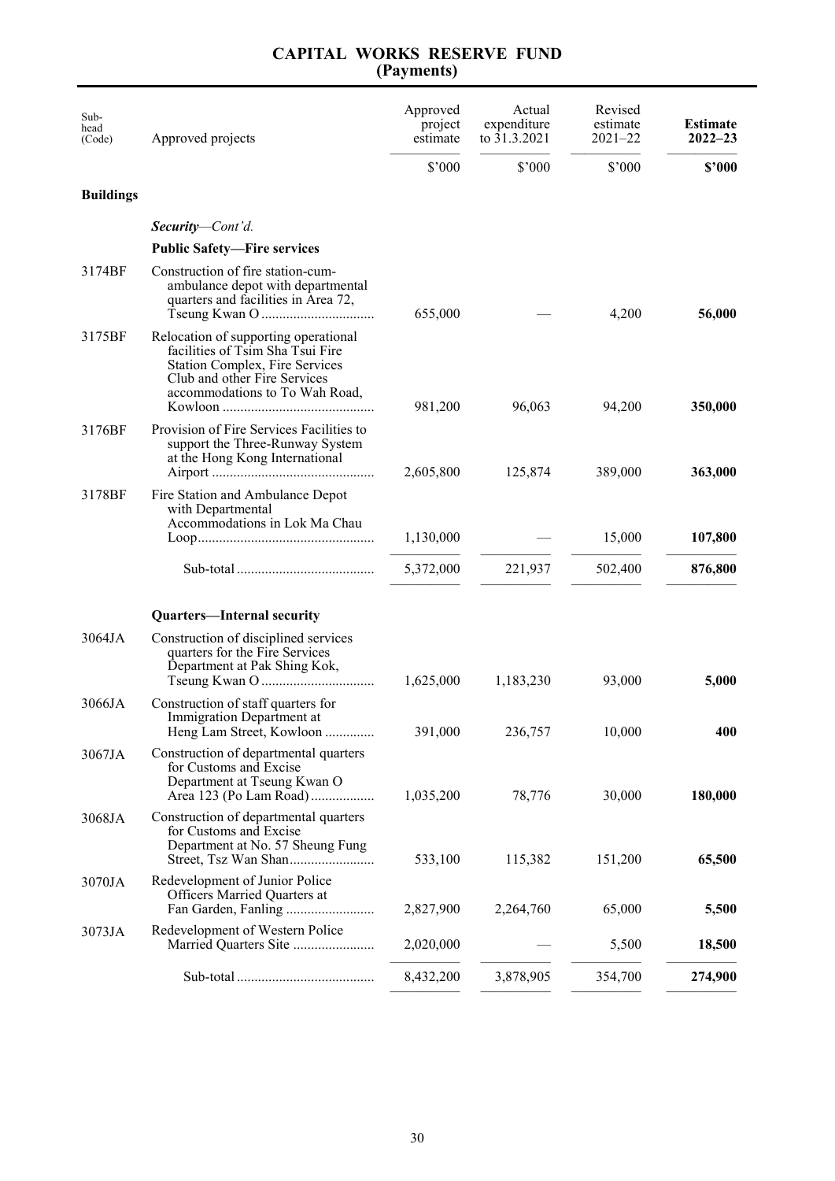# CAPITAL WORKS RESERVE FUND
## (Payments)

| Sub-head (Code) | Approved projects | Approved project estimate | Actual expenditure to 31.3.2021 | Revised estimate 2021–22 | **Estimate 2022–23** |
|---|---|---|---|---|---|
| | | $'000 | $'000 | $'000 | **$'000** |
| **Buildings** | | | | | |
| | ***Security**—Cont'd.* | | | | |
| | **Public Safety—Fire services** | | | | |
| 3174BF | Construction of fire station-cum-ambulance depot with departmental quarters and facilities in Area 72, Tseung Kwan O | 655,000 | — | 4,200 | **56,000** |
| 3175BF | Relocation of supporting operational facilities of Tsim Sha Tsui Fire Station Complex, Fire Services Club and other Fire Services accommodations to To Wah Road, Kowloon | 981,200 | 96,063 | 94,200 | **350,000** |
| 3176BF | Provision of Fire Services Facilities to support the Three-Runway System at the Hong Kong International Airport | 2,605,800 | 125,874 | 389,000 | **363,000** |
| 3178BF | Fire Station and Ambulance Depot with Departmental Accommodations in Lok Ma Chau Loop | 1,130,000 | — | 15,000 | **107,800** |
| | Sub-total | 5,372,000 | 221,937 | 502,400 | **876,800** |
| | **Quarters—Internal security** | | | | |
| 3064JA | Construction of disciplined services quarters for the Fire Services Department at Pak Shing Kok, Tseung Kwan O | 1,625,000 | 1,183,230 | 93,000 | **5,000** |
| 3066JA | Construction of staff quarters for Immigration Department at Heng Lam Street, Kowloon | 391,000 | 236,757 | 10,000 | **400** |
| 3067JA | Construction of departmental quarters for Customs and Excise Department at Tseung Kwan O Area 123 (Po Lam Road) | 1,035,200 | 78,776 | 30,000 | **180,000** |
| 3068JA | Construction of departmental quarters for Customs and Excise Department at No. 57 Sheung Fung Street, Tsz Wan Shan | 533,100 | 115,382 | 151,200 | **65,500** |
| 3070JA | Redevelopment of Junior Police Officers Married Quarters at Fan Garden, Fanling | 2,827,900 | 2,264,760 | 65,000 | **5,500** |
| 3073JA | Redevelopment of Western Police Married Quarters Site | 2,020,000 | — | 5,500 | **18,500** |
| | Sub-total | 8,432,200 | 3,878,905 | 354,700 | **274,900** |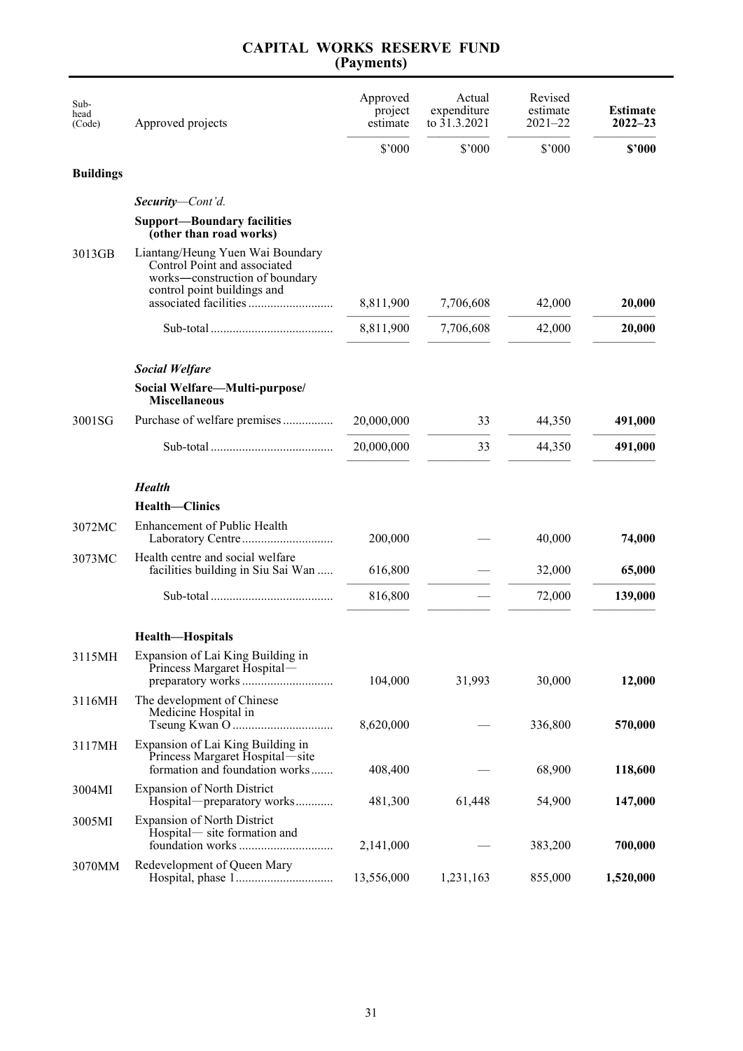# CAPITAL WORKS RESERVE FUND
## (Payments)

| Sub-head (Code) | Approved projects | Approved project estimate | Actual expenditure to 31.3.2021 | Revised estimate 2021–22 | **Estimate 2022–23** |
|---|---|---|---|---|---|
| | | $'000 | $'000 | $'000 | **$'000** |
| **Buildings** | | | | | |
| | ***Security**—Cont'd.* | | | | |
| | **Support—Boundary facilities (other than road works)** | | | | |
| 3013GB | Liantang/Heung Yuen Wai Boundary Control Point and associated works—construction of boundary control point buildings and associated facilities | 8,811,900 | 7,706,608 | 42,000 | **20,000** |
| | Sub-total | 8,811,900 | 7,706,608 | 42,000 | **20,000** |
| | ***Social Welfare*** | | | | |
| | **Social Welfare—Multi-purpose/ Miscellaneous** | | | | |
| 3001SG | Purchase of welfare premises | 20,000,000 | 33 | 44,350 | **491,000** |
| | Sub-total | 20,000,000 | 33 | 44,350 | **491,000** |
| | ***Health*** | | | | |
| | **Health—Clinics** | | | | |
| 3072MC | Enhancement of Public Health Laboratory Centre | 200,000 | — | 40,000 | **74,000** |
| 3073MC | Health centre and social welfare facilities building in Siu Sai Wan | 616,800 | — | 32,000 | **65,000** |
| | Sub-total | 816,800 | — | 72,000 | **139,000** |
| | **Health—Hospitals** | | | | |
| 3115MH | Expansion of Lai King Building in Princess Margaret Hospital—preparatory works | 104,000 | 31,993 | 30,000 | **12,000** |
| 3116MH | The development of Chinese Medicine Hospital in Tseung Kwan O | 8,620,000 | — | 336,800 | **570,000** |
| 3117MH | Expansion of Lai King Building in Princess Margaret Hospital—site formation and foundation works | 408,400 | — | 68,900 | **118,600** |
| 3004MI | Expansion of North District Hospital—preparatory works | 481,300 | 61,448 | 54,900 | **147,000** |
| 3005MI | Expansion of North District Hospital— site formation and foundation works | 2,141,000 | — | 383,200 | **700,000** |
| 3070MM | Redevelopment of Queen Mary Hospital, phase 1 | 13,556,000 | 1,231,163 | 855,000 | **1,520,000** |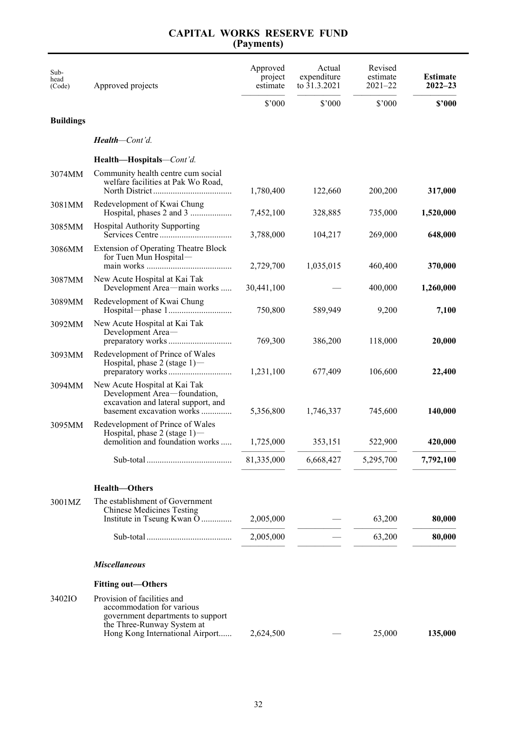# CAPITAL WORKS RESERVE FUND
## (Payments)

| Sub-head (Code) | Approved projects | Approved project estimate | Actual expenditure to 31.3.2021 | Revised estimate 2021–22 | **Estimate 2022–23** |
|---|---|---|---|---|---|
| | | $'000 | $'000 | $'000 | **$'000** |
| **Buildings** | | | | | |
| | ***Health**—Cont'd.* | | | | |
| | **Health—Hospitals**—*Cont'd.* | | | | |
| 3074MM | Community health centre cum social welfare facilities at Pak Wo Road, North District | 1,780,400 | 122,660 | 200,200 | **317,000** |
| 3081MM | Redevelopment of Kwai Chung Hospital, phases 2 and 3 | 7,452,100 | 328,885 | 735,000 | **1,520,000** |
| 3085MM | Hospital Authority Supporting Services Centre | 3,788,000 | 104,217 | 269,000 | **648,000** |
| 3086MM | Extension of Operating Theatre Block for Tuen Mun Hospital—main works | 2,729,700 | 1,035,015 | 460,400 | **370,000** |
| 3087MM | New Acute Hospital at Kai Tak Development Area—main works | 30,441,100 | — | 400,000 | **1,260,000** |
| 3089MM | Redevelopment of Kwai Chung Hospital—phase 1 | 750,800 | 589,949 | 9,200 | **7,100** |
| 3092MM | New Acute Hospital at Kai Tak Development Area—preparatory works | 769,300 | 386,200 | 118,000 | **20,000** |
| 3093MM | Redevelopment of Prince of Wales Hospital, phase 2 (stage 1)—preparatory works | 1,231,100 | 677,409 | 106,600 | **22,400** |
| 3094MM | New Acute Hospital at Kai Tak Development Area—foundation, excavation and lateral support, and basement excavation works | 5,356,800 | 1,746,337 | 745,600 | **140,000** |
| 3095MM | Redevelopment of Prince of Wales Hospital, phase 2 (stage 1)—demolition and foundation works | 1,725,000 | 353,151 | 522,900 | **420,000** |
| | Sub-total | 81,335,000 | 6,668,427 | 5,295,700 | **7,792,100** |
| | **Health—Others** | | | | |
| 3001MZ | The establishment of Government Chinese Medicines Testing Institute in Tseung Kwan O | 2,005,000 | — | 63,200 | **80,000** |
| | Sub-total | 2,005,000 | — | 63,200 | **80,000** |
| | ***Miscellaneous*** | | | | |
| | **Fitting out—Others** | | | | |
| 3402IO | Provision of facilities and accommodation for various government departments to support the Three-Runway System at Hong Kong International Airport | 2,624,500 | — | 25,000 | **135,000** |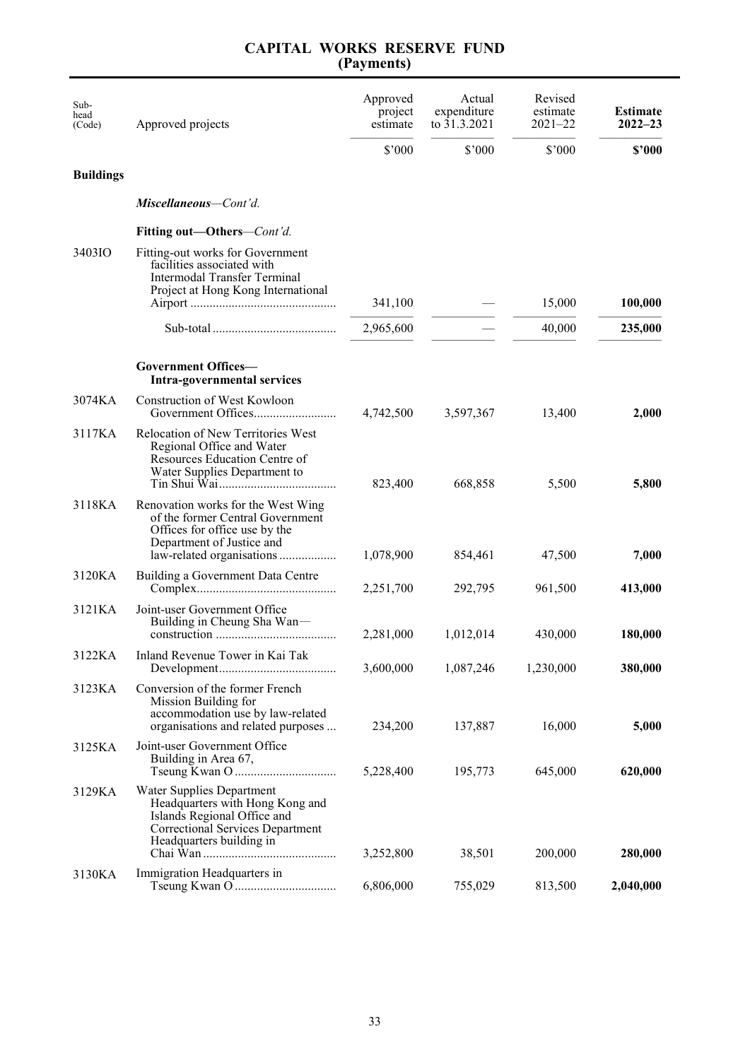# CAPITAL WORKS RESERVE FUND
## (Payments)

| Sub-head (Code) | Approved projects | Approved project estimate | Actual expenditure to 31.3.2021 | Revised estimate 2021–22 | **Estimate 2022–23** |
|---|---|---|---|---|---|
| | | $'000 | $'000 | $'000 | **$'000** |
| **Buildings** | | | | | |
| | ***Miscellaneous**—Cont'd.* | | | | |
| | **Fitting out—Others**—*Cont'd.* | | | | |
| 3403IO | Fitting-out works for Government facilities associated with Intermodal Transfer Terminal Project at Hong Kong International Airport | 341,100 | — | 15,000 | **100,000** |
| | Sub-total | 2,965,600 | — | 40,000 | **235,000** |
| | **Government Offices— Intra-governmental services** | | | | |
| 3074KA | Construction of West Kowloon Government Offices | 4,742,500 | 3,597,367 | 13,400 | **2,000** |
| 3117KA | Relocation of New Territories West Regional Office and Water Resources Education Centre of Water Supplies Department to Tin Shui Wai | 823,400 | 668,858 | 5,500 | **5,800** |
| 3118KA | Renovation works for the West Wing of the former Central Government Offices for office use by the Department of Justice and law-related organisations | 1,078,900 | 854,461 | 47,500 | **7,000** |
| 3120KA | Building a Government Data Centre Complex | 2,251,700 | 292,795 | 961,500 | **413,000** |
| 3121KA | Joint-user Government Office Building in Cheung Sha Wan—construction | 2,281,000 | 1,012,014 | 430,000 | **180,000** |
| 3122KA | Inland Revenue Tower in Kai Tak Development | 3,600,000 | 1,087,246 | 1,230,000 | **380,000** |
| 3123KA | Conversion of the former French Mission Building for accommodation use by law-related organisations and related purposes | 234,200 | 137,887 | 16,000 | **5,000** |
| 3125KA | Joint-user Government Office Building in Area 67, Tseung Kwan O | 5,228,400 | 195,773 | 645,000 | **620,000** |
| 3129KA | Water Supplies Department Headquarters with Hong Kong and Islands Regional Office and Correctional Services Department Headquarters building in Chai Wan | 3,252,800 | 38,501 | 200,000 | **280,000** |
| 3130KA | Immigration Headquarters in Tseung Kwan O | 6,806,000 | 755,029 | 813,500 | **2,040,000** |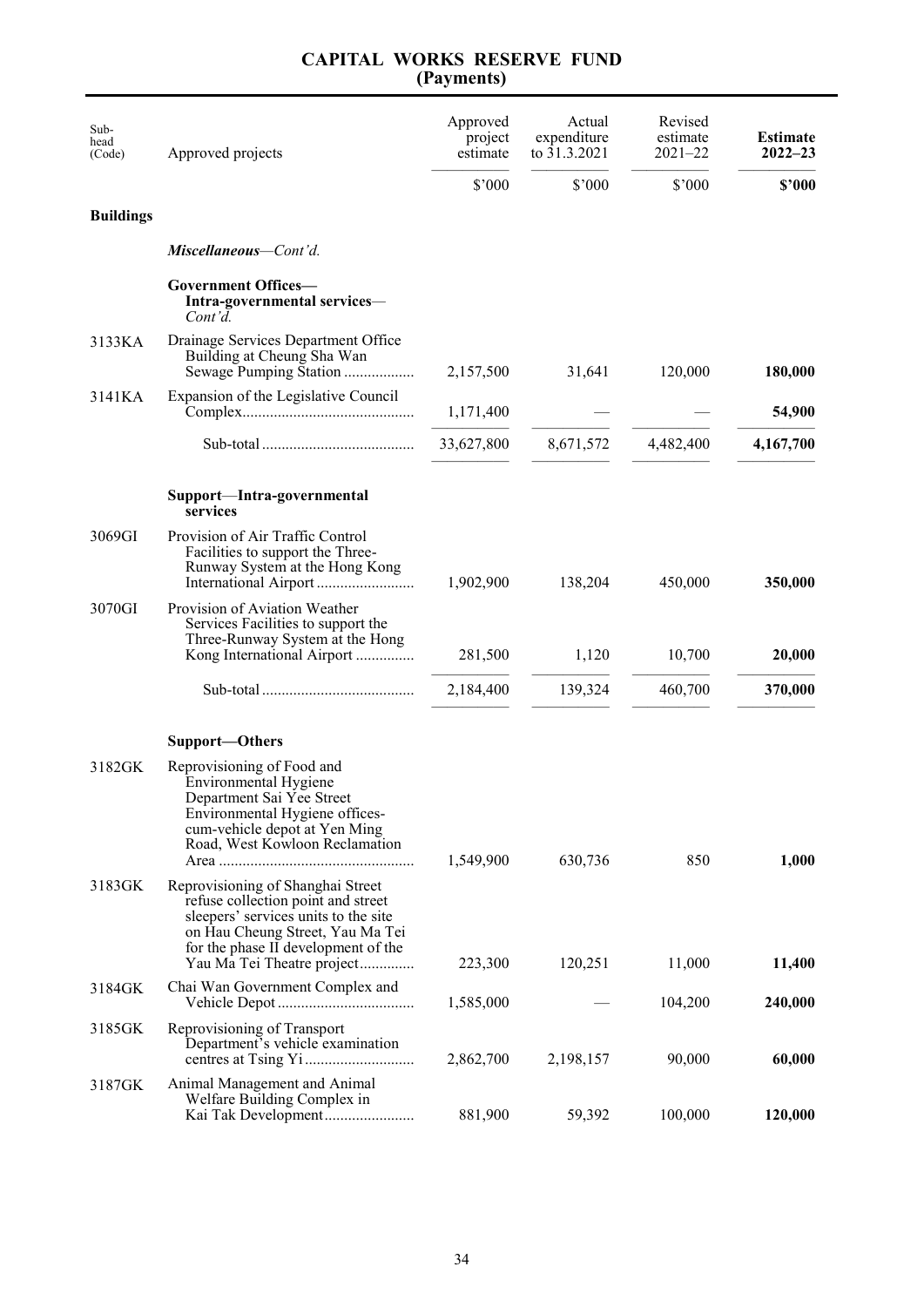# CAPITAL WORKS RESERVE FUND
## (Payments)

| Sub-head (Code) | Approved projects | Approved project estimate | Actual expenditure to 31.3.2021 | Revised estimate 2021–22 | **Estimate 2022–23** |
|---|---|---|---|---|---|
| | | $'000 | $'000 | $'000 | **$'000** |
| **Buildings** | | | | | |
| | ***Miscellaneous**—Cont'd.* | | | | |
| | **Government Offices— Intra-governmental services**—*Cont'd.* | | | | |
| 3133KA | Drainage Services Department Office Building at Cheung Sha Wan Sewage Pumping Station | 2,157,500 | 31,641 | 120,000 | **180,000** |
| 3141KA | Expansion of the Legislative Council Complex | 1,171,400 | — | — | **54,900** |
| | Sub-total | 33,627,800 | 8,671,572 | 4,482,400 | **4,167,700** |
| | **Support—Intra-governmental services** | | | | |
| 3069GI | Provision of Air Traffic Control Facilities to support the Three-Runway System at the Hong Kong International Airport | 1,902,900 | 138,204 | 450,000 | **350,000** |
| 3070GI | Provision of Aviation Weather Services Facilities to support the Three-Runway System at the Hong Kong International Airport | 281,500 | 1,120 | 10,700 | **20,000** |
| | Sub-total | 2,184,400 | 139,324 | 460,700 | **370,000** |
| | **Support—Others** | | | | |
| 3182GK | Reprovisioning of Food and Environmental Hygiene Department Sai Yee Street Environmental Hygiene offices-cum-vehicle depot at Yen Ming Road, West Kowloon Reclamation Area | 1,549,900 | 630,736 | 850 | **1,000** |
| 3183GK | Reprovisioning of Shanghai Street refuse collection point and street sleepers' services units to the site on Hau Cheung Street, Yau Ma Tei for the phase II development of the Yau Ma Tei Theatre project | 223,300 | 120,251 | 11,000 | **11,400** |
| 3184GK | Chai Wan Government Complex and Vehicle Depot | 1,585,000 | — | 104,200 | **240,000** |
| 3185GK | Reprovisioning of Transport Department's vehicle examination centres at Tsing Yi | 2,862,700 | 2,198,157 | 90,000 | **60,000** |
| 3187GK | Animal Management and Animal Welfare Building Complex in Kai Tak Development | 881,900 | 59,392 | 100,000 | **120,000** |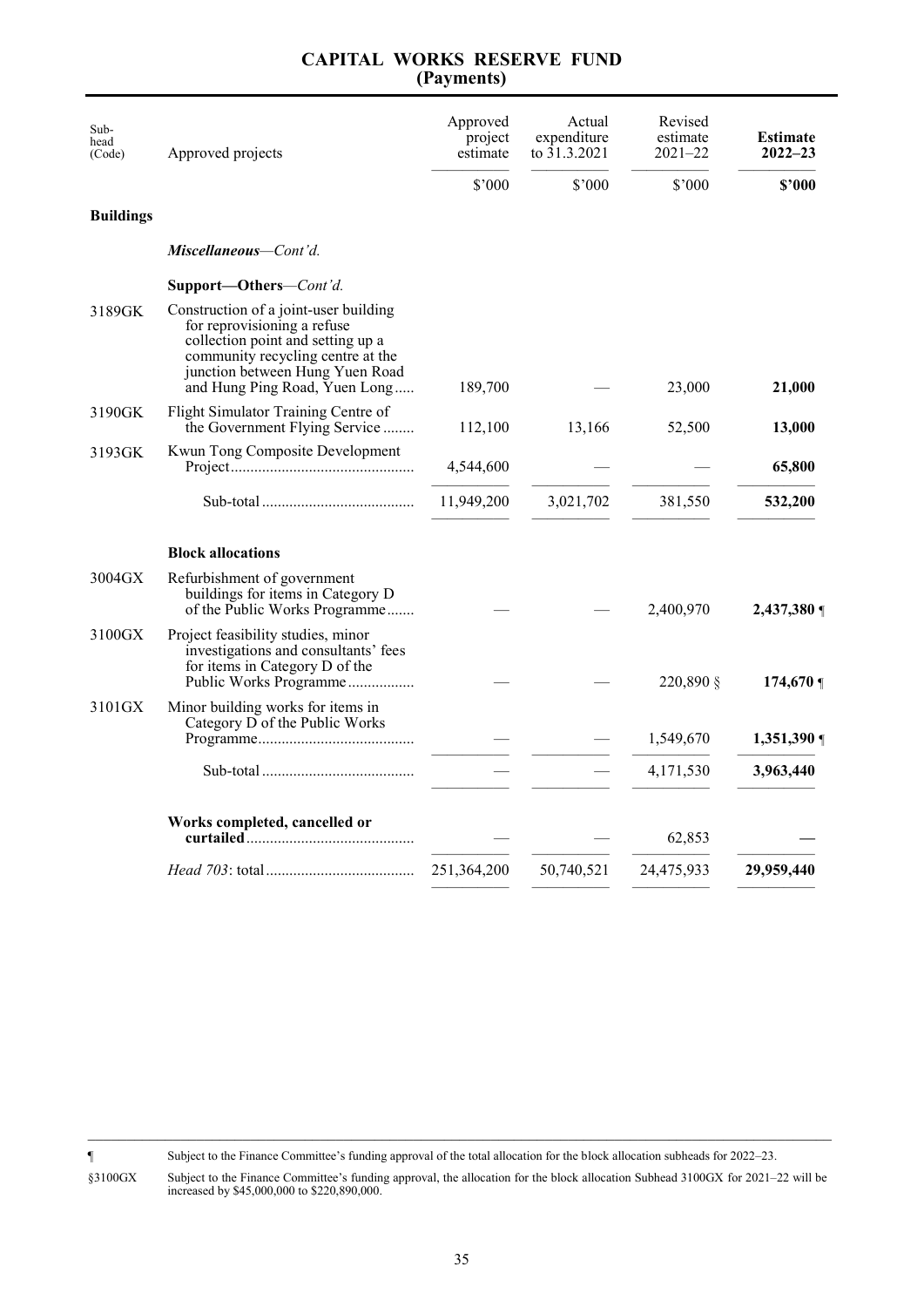# CAPITAL WORKS RESERVE FUND
## (Payments)

| Sub-head (Code) | Approved projects | Approved project estimate | Actual expenditure to 31.3.2021 | Revised estimate 2021–22 | **Estimate 2022–23** |
|---|---|---|---|---|---|
| | | $'000 | $'000 | $'000 | **$'000** |
| **Buildings** | | | | | |
| | ***Miscellaneous****—Cont'd.* | | | | |
| | **Support—Others**—*Cont'd.* | | | | |
| 3189GK | Construction of a joint-user building for reprovisioning a refuse collection point and setting up a community recycling centre at the junction between Hung Yuen Road and Hung Ping Road, Yuen Long..... | 189,700 | — | 23,000 | **21,000** |
| 3190GK | Flight Simulator Training Centre of the Government Flying Service ........ | 112,100 | 13,166 | 52,500 | **13,000** |
| 3193GK | Kwun Tong Composite Development Project............................................... | 4,544,600 | — | — | **65,800** |
| | Sub-total ....................................... | 11,949,200 | 3,021,702 | 381,550 | **532,200** |
| | **Block allocations** | | | | |
| 3004GX | Refurbishment of government buildings for items in Category D of the Public Works Programme....... | — | — | 2,400,970 | **2,437,380** ¶ |
| 3100GX | Project feasibility studies, minor investigations and consultants' fees for items in Category D of the Public Works Programme ................. | — | — | 220,890 § | **174,670** ¶ |
| 3101GX | Minor building works for items in Category D of the Public Works Programme........................................ | — | — | 1,549,670 | **1,351,390** ¶ |
| | Sub-total ....................................... | — | — | 4,171,530 | **3,963,440** |
| | **Works completed, cancelled or curtailed**........................................... | — | — | 62,853 | **—** |
| | *Head 703*: total...................................... | 251,364,200 | 50,740,521 | 24,475,933 | **29,959,440** |

¶ Subject to the Finance Committee's funding approval of the total allocation for the block allocation subheads for 2022–23.

§3100GX Subject to the Finance Committee's funding approval, the allocation for the block allocation Subhead 3100GX for 2021–22 will be increased by $45,000,000 to $220,890,000.